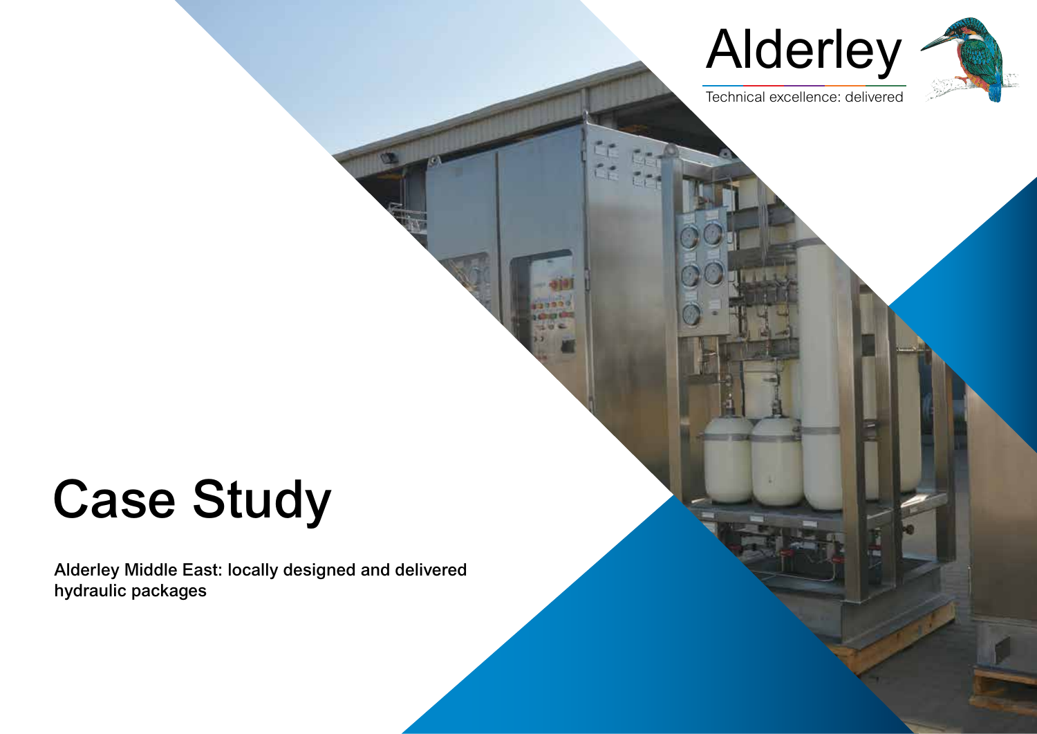Alderley

Technical excellence: delivered

# Case Study

**Alderley Middle East: locally designed and delivered hydraulic packages**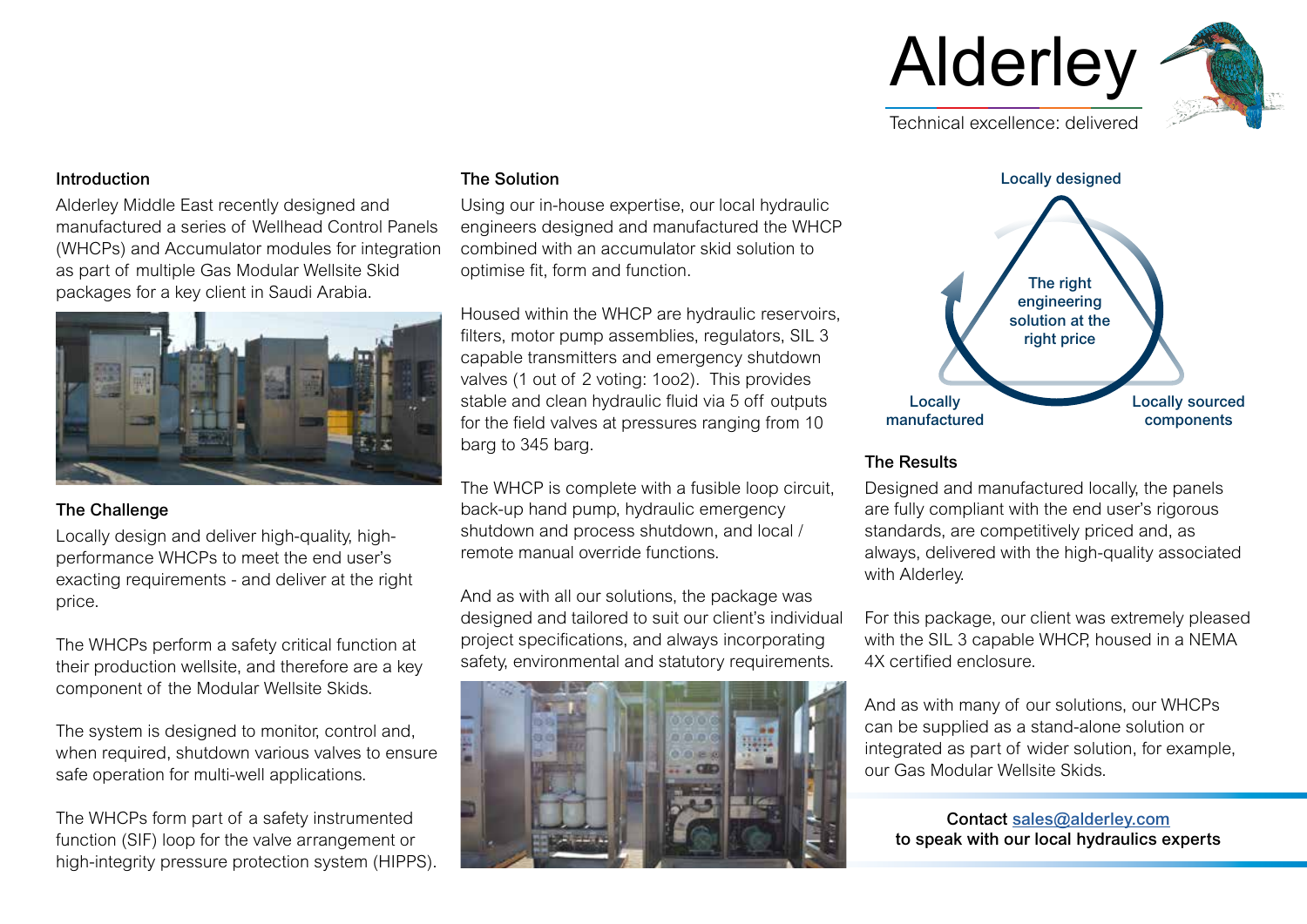Alderley

Technical excellence: delivered

## Introduction

Alderley Middle East recently designed and manufactured a series of Wellhead Control Panels (WHCPs) and Accumulator modules for integration as part of multiple Gas Modular Wellsite Skid packages for a key client in Saudi Arabia.

## The Challenge

Locally design and deliver high-quality, high-performance WHCPs to meet the end user's exacting requirements - and deliver at the right price.

The WHCPs perform a safety critical function at their production wellsite, and therefore are a key component of the Modular Wellsite Skids.

The system is designed to monitor, control and, when required, shutdown various valves to ensure safe operation for multi-well applications.

The WHCPs form part of a safety instrumented function (SIF) loop for the valve arrangement or high-integrity pressure protection system (HIPPS).

## The Solution

Using our in-house expertise, our local hydraulic engineers designed and manufactured the WHCP combined with an accumulator skid solution to optimise fit, form and function.

Housed within the WHCP are hydraulic reservoirs, filters, motor pump assemblies, regulators, SIL 3 capable transmitters and emergency shutdown valves (1 out of 2 voting: 1oo2). This provides stable and clean hydraulic fluid via 5 off outputs for the field valves at pressures ranging from 10 barg to 345 barg.

The WHCP is complete with a fusible loop circuit, back-up hand pump, hydraulic emergency shutdown and process shutdown, and local / remote manual override functions.

And as with all our solutions, the package was designed and tailored to suit our client's individual project specifications, and always incorporating safety, environmental and statutory requirements.

Locally designed

The right engineering solution at the right price

Locally manufactured

Locally sourced components

## The Results

Designed and manufactured locally, the panels are fully compliant with the end user's rigorous standards, are competitively priced and, as always, delivered with the high-quality associated with Alderley.

For this package, our client was extremely pleased with the SIL 3 capable WHCP, housed in a NEMA 4X certified enclosure.

And as with many of our solutions, our WHCPs can be supplied as a stand-alone solution or integrated as part of wider solution, for example, our Gas Modular Wellsite Skids.

**Contact sales@alderley.com**
**to speak with our local hydraulics experts**